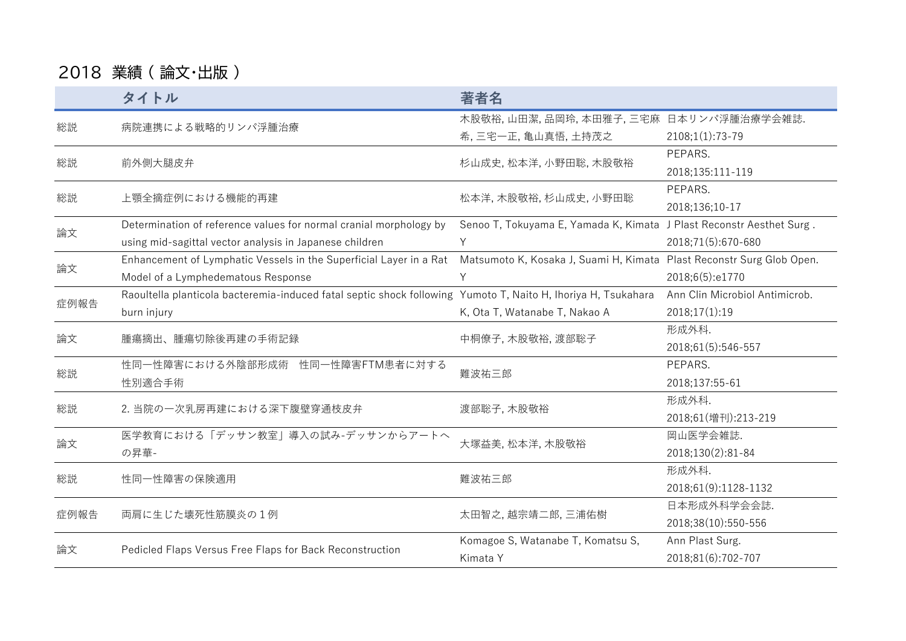# 2018 業績（論文･出版）

| | タイトル | 著者名 | |
|---|---|---|---|
| 総説 | 病院連携による戦略的リンパ浮腫治療 | 木股敬裕, 山田潔, 品岡玲, 本田雅子, 三宅麻希, 三宅一正, 亀山真悟, 土持茂之 | 日本リンパ浮腫治療学会雑誌. 2108;1(1):73-79 |
| 総説 | 前外側大腿皮弁 | 杉山成史, 松本洋, 小野田聡, 木股敬裕 | PEPARS. 2018;135:111-119 |
| 総説 | 上顎全摘症例における機能的再建 | 松本洋, 木股敬裕, 杉山成史, 小野田聡 | PEPARS. 2018;136;10-17 |
| 論文 | Determination of reference values for normal cranial morphology by using mid-sagittal vector analysis in Japanese children | Senoo T, Tokuyama E, Yamada K, Kimata Y | J Plast Reconstr Aesthet Surg . 2018;71(5):670-680 |
| 論文 | Enhancement of Lymphatic Vessels in the Superficial Layer in a Rat Model of a Lymphedematous Response | Matsumoto K, Kosaka J, Suami H, Kimata Y | Plast Reconstr Surg Glob Open. 2018;6(5):e1770 |
| 症例報告 | Raoultella planticola bacteremia-induced fatal septic shock following burn injury | Yumoto T, Naito H, Ihoriya H, Tsukahara K, Ota T, Watanabe T, Nakao A | Ann Clin Microbiol Antimicrob. 2018;17(1):19 |
| 論文 | 腫瘍摘出、腫瘍切除後再建の手術記録 | 中桐僚子, 木股敬裕, 渡部聡子 | 形成外科. 2018;61(5):546-557 |
| 総説 | 性同一性障害における外陰部形成術　性同一性障害FTM患者に対する性別適合手術 | 難波祐三郎 | PEPARS. 2018;137:55-61 |
| 総説 | 2. 当院の一次乳房再建における深下腹壁穿通枝皮弁 | 渡部聡子, 木股敬裕 | 形成外科. 2018;61(増刊):213-219 |
| 論文 | 医学教育における「デッサン教室」導入の試み-デッサンからアートへの昇華- | 大塚益美, 松本洋, 木股敬裕 | 岡山医学会雑誌. 2018;130(2):81-84 |
| 総説 | 性同一性障害の保険適用 | 難波祐三郎 | 形成外科. 2018;61(9):1128-1132 |
| 症例報告 | 両肩に生じた壊死性筋膜炎の１例 | 太田智之, 越宗靖二郎, 三浦佑樹 | 日本形成外科学会会誌. 2018;38(10):550-556 |
| 論文 | Pedicled Flaps Versus Free Flaps for Back Reconstruction | Komagoe S, Watanabe T, Komatsu S, Kimata Y | Ann Plast Surg. 2018;81(6):702-707 |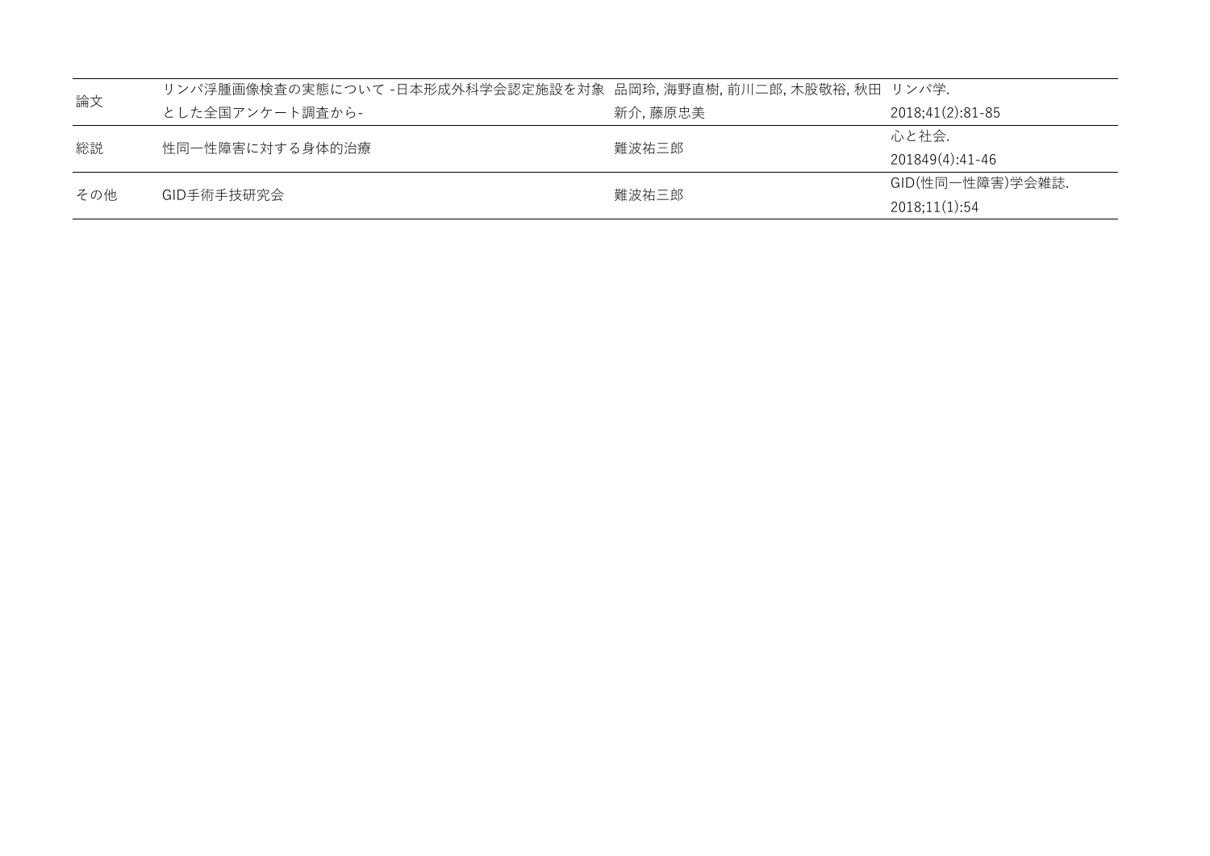| | | | |
|---|---|---|---|
| 論文 | リンパ浮腫画像検査の実態について -日本形成外科学会認定施設を対象とした全国アンケート調査から- | 品岡玲, 海野直樹, 前川二郎, 木股敬裕, 秋田新介, 藤原忠美 | リンパ学. 2018;41(2):81-85 |
| 総説 | 性同一性障害に対する身体的治療 | 難波祐三郎 | 心と社会. 201849(4):41-46 |
| その他 | GID手術手技研究会 | 難波祐三郎 | GID(性同一性障害)学会雑誌. 2018;11(1):54 |